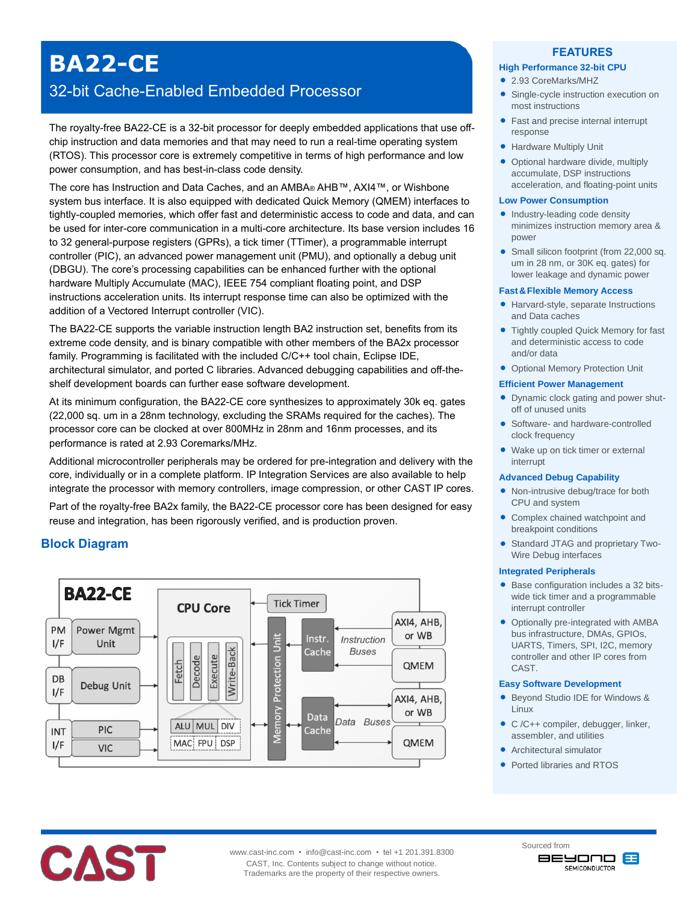# BA22-CE

## 32-bit Cache-Enabled Embedded Processor

The royalty-free BA22-CE is a 32-bit processor for deeply embedded applications that use off-chip instruction and data memories and that may need to run a real-time operating system (RTOS). This processor core is extremely competitive in terms of high performance and low power consumption, and has best-in-class code density.

The core has Instruction and Data Caches, and an AMBA® AHB™, AXI4™, or Wishbone system bus interface. It is also equipped with dedicated Quick Memory (QMEM) interfaces to tightly-coupled memories, which offer fast and deterministic access to code and data, and can be used for inter-core communication in a multi-core architecture. Its base version includes 16 to 32 general-purpose registers (GPRs), a tick timer (TTimer), a programmable interrupt controller (PIC), an advanced power management unit (PMU), and optionally a debug unit (DBGU). The core's processing capabilities can be enhanced further with the optional hardware Multiply Accumulate (MAC), IEEE 754 compliant floating point, and DSP instructions acceleration units. Its interrupt response time can also be optimized with the addition of a Vectored Interrupt controller (VIC).

The BA22-CE supports the variable instruction length BA2 instruction set, benefits from its extreme code density, and is binary compatible with other members of the BA2x processor family. Programming is facilitated with the included C/C++ tool chain, Eclipse IDE, architectural simulator, and ported C libraries. Advanced debugging capabilities and off-the-shelf development boards can further ease software development.

At its minimum configuration, the BA22-CE core synthesizes to approximately 30k eq. gates (22,000 sq. um in a 28nm technology, excluding the SRAMs required for the caches). The processor core can be clocked at over 800MHz in 28nm and 16nm processes, and its performance is rated at 2.93 Coremarks/MHz.

Additional microcontroller peripherals may be ordered for pre-integration and delivery with the core, individually or in a complete platform. IP Integration Services are also available to help integrate the processor with memory controllers, image compression, or other CAST IP cores.

Part of the royalty-free BA2x family, the BA22-CE processor core has been designed for easy reuse and integration, has been rigorously verified, and is production proven.

## Block Diagram

BA22-CE

- PM I/F — Power Mgmt Unit
- DB I/F — Debug Unit
- INT I/F — PIC, VIC
- CPU Core: Fetch, Decode, Execute, Write-Back; ALU, MUL, DIV; MAC, FPU, DSP
- Tick Timer
- Memory Protection Unit
- Instr. Cache — Instruction Buses — AXI4, AHB, or WB; QMEM
- Data Cache — Data Buses — AXI4, AHB, or WB; QMEM

## FEATURES

### High Performance 32-bit CPU

- 2.93 CoreMarks/MHZ
- Single-cycle instruction execution on most instructions
- Fast and precise internal interrupt response
- Hardware Multiply Unit
- Optional hardware divide, multiply accumulate, DSP instructions acceleration, and floating-point units

### Low Power Consumption

- Industry-leading code density minimizes instruction memory area & power
- Small silicon footprint (from 22,000 sq. um in 28 nm, or 30K eq. gates) for lower leakage and dynamic power

### Fast & Flexible Memory Access

- Harvard-style, separate Instructions and Data caches
- Tightly coupled Quick Memory for fast and deterministic access to code and/or data
- Optional Memory Protection Unit

### Efficient Power Management

- Dynamic clock gating and power shut-off of unused units
- Software- and hardware-controlled clock frequency
- Wake up on tick timer or external interrupt

### Advanced Debug Capability

- Non-intrusive debug/trace for both CPU and system
- Complex chained watchpoint and breakpoint conditions
- Standard JTAG and proprietary Two-Wire Debug interfaces

### Integrated Peripherals

- Base configuration includes a 32 bits-wide tick timer and a programmable interrupt controller
- Optionally pre-integrated with AMBA bus infrastructure, DMAs, GPIOs, UARTS, Timers, SPI, I2C, memory controller and other IP cores from CAST.

### Easy Software Development

- Beyond Studio IDE for Windows & Linux
- C /C++ compiler, debugger, linker, assembler, and utilities
- Architectural simulator
- Ported libraries and RTOS

CAST

www.cast-inc.com • info@cast-inc.com • tel +1 201.391.8300
CAST, Inc. Contents subject to change without notice.
Trademarks are the property of their respective owners.

Sourced from BEYOND SEMICONDUCTOR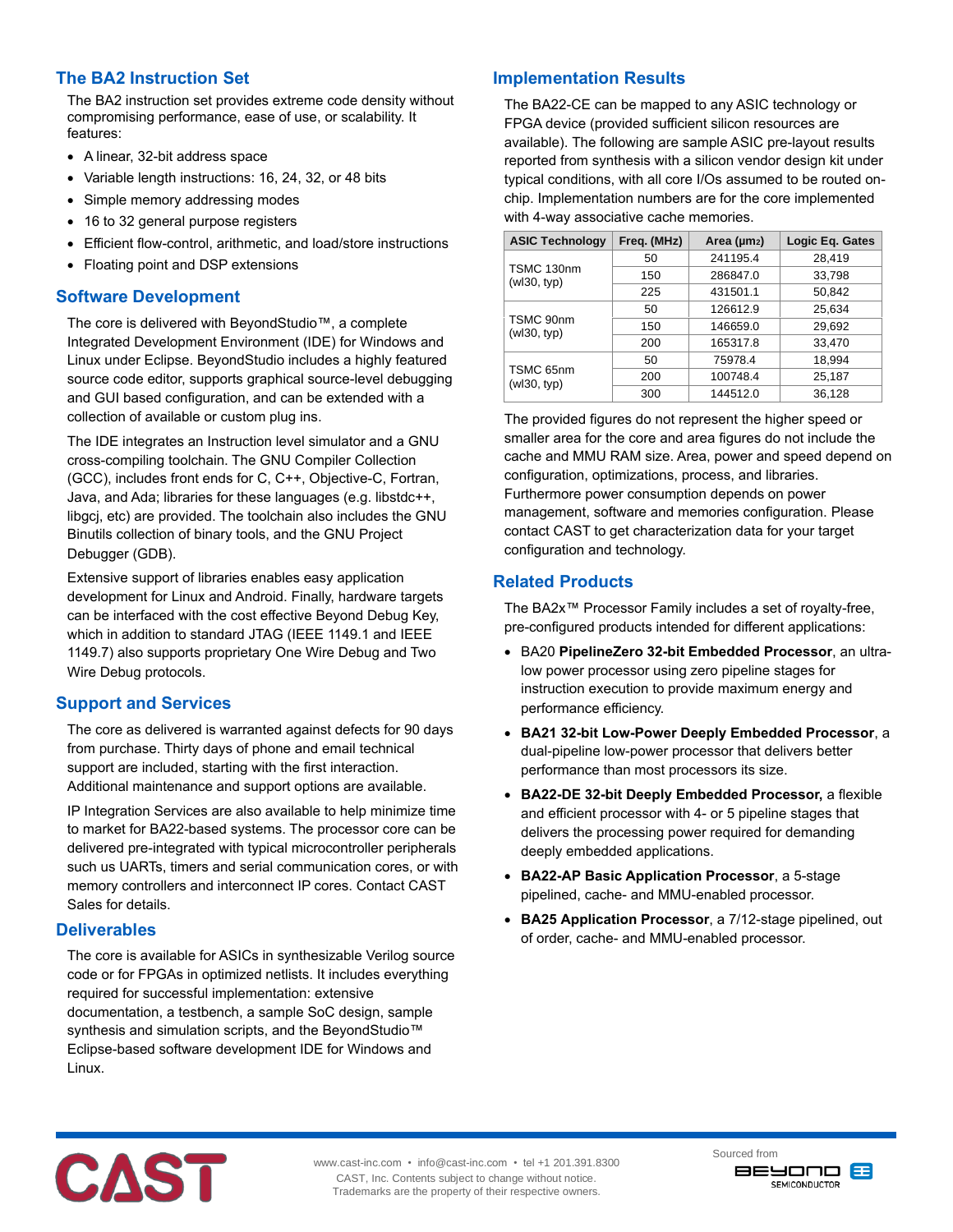## The BA2 Instruction Set

The BA2 instruction set provides extreme code density without compromising performance, ease of use, or scalability. It features:

- A linear, 32-bit address space
- Variable length instructions: 16, 24, 32, or 48 bits
- Simple memory addressing modes
- 16 to 32 general purpose registers
- Efficient flow-control, arithmetic, and load/store instructions
- Floating point and DSP extensions

## Software Development

The core is delivered with BeyondStudio™, a complete Integrated Development Environment (IDE) for Windows and Linux under Eclipse. BeyondStudio includes a highly featured source code editor, supports graphical source-level debugging and GUI based configuration, and can be extended with a collection of available or custom plug ins.

The IDE integrates an Instruction level simulator and a GNU cross-compiling toolchain. The GNU Compiler Collection (GCC), includes front ends for C, C++, Objective-C, Fortran, Java, and Ada; libraries for these languages (e.g. libstdc++, libgcj, etc) are provided. The toolchain also includes the GNU Binutils collection of binary tools, and the GNU Project Debugger (GDB).

Extensive support of libraries enables easy application development for Linux and Android. Finally, hardware targets can be interfaced with the cost effective Beyond Debug Key, which in addition to standard JTAG (IEEE 1149.1 and IEEE 1149.7) also supports proprietary One Wire Debug and Two Wire Debug protocols.

## Support and Services

The core as delivered is warranted against defects for 90 days from purchase. Thirty days of phone and email technical support are included, starting with the first interaction. Additional maintenance and support options are available.

IP Integration Services are also available to help minimize time to market for BA22-based systems. The processor core can be delivered pre-integrated with typical microcontroller peripherals such us UARTs, timers and serial communication cores, or with memory controllers and interconnect IP cores. Contact CAST Sales for details.

## Deliverables

The core is available for ASICs in synthesizable Verilog source code or for FPGAs in optimized netlists. It includes everything required for successful implementation: extensive documentation, a testbench, a sample SoC design, sample synthesis and simulation scripts, and the BeyondStudio™ Eclipse-based software development IDE for Windows and Linux.

## Implementation Results

The BA22-CE can be mapped to any ASIC technology or FPGA device (provided sufficient silicon resources are available). The following are sample ASIC pre-layout results reported from synthesis with a silicon vendor design kit under typical conditions, with all core I/Os assumed to be routed on-chip. Implementation numbers are for the core implemented with 4-way associative cache memories.

| ASIC Technology | Freq. (MHz) | Area (μm2) | Logic Eq. Gates |
|---|---|---|---|
| TSMC 130nm (wl30, typ) | 50 | 241195.4 | 28,419 |
| | 150 | 286847.0 | 33,798 |
| | 225 | 431501.1 | 50,842 |
| TSMC 90nm (wl30, typ) | 50 | 126612.9 | 25,634 |
| | 150 | 146659.0 | 29,692 |
| | 200 | 165317.8 | 33,470 |
| TSMC 65nm (wl30, typ) | 50 | 75978.4 | 18,994 |
| | 200 | 100748.4 | 25,187 |
| | 300 | 144512.0 | 36,128 |

The provided figures do not represent the higher speed or smaller area for the core and area figures do not include the cache and MMU RAM size. Area, power and speed depend on configuration, optimizations, process, and libraries. Furthermore power consumption depends on power management, software and memories configuration. Please contact CAST to get characterization data for your target configuration and technology.

## Related Products

The BA2x™ Processor Family includes a set of royalty-free, pre-configured products intended for different applications:

- BA20 **PipelineZero 32-bit Embedded Processor**, an ultra-low power processor using zero pipeline stages for instruction execution to provide maximum energy and performance efficiency.
- **BA21 32-bit Low-Power Deeply Embedded Processor**, a dual-pipeline low-power processor that delivers better performance than most processors its size.
- **BA22-DE 32-bit Deeply Embedded Processor,** a flexible and efficient processor with 4- or 5 pipeline stages that delivers the processing power required for demanding deeply embedded applications.
- **BA22-AP Basic Application Processor**, a 5-stage pipelined, cache- and MMU-enabled processor.
- **BA25 Application Processor**, a 7/12-stage pipelined, out of order, cache- and MMU-enabled processor.

www.cast-inc.com • info@cast-inc.com • tel +1 201.391.8300
CAST, Inc. Contents subject to change without notice.
Trademarks are the property of their respective owners.

Sourced from BEYOND SEMICONDUCTOR